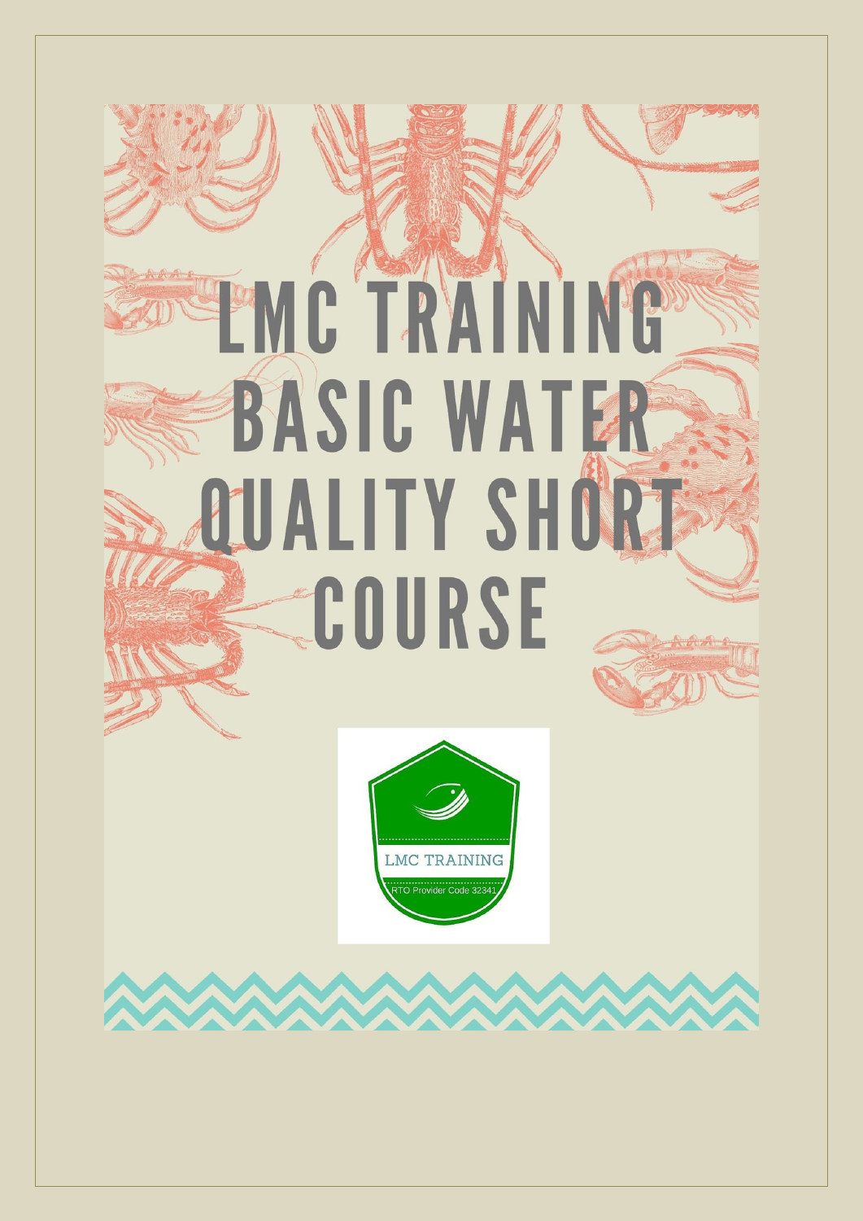# LMC TRAINING BASIC WATER QUALITY SHORT COURSE

LMC TRAINING

RTO Provider Code 32341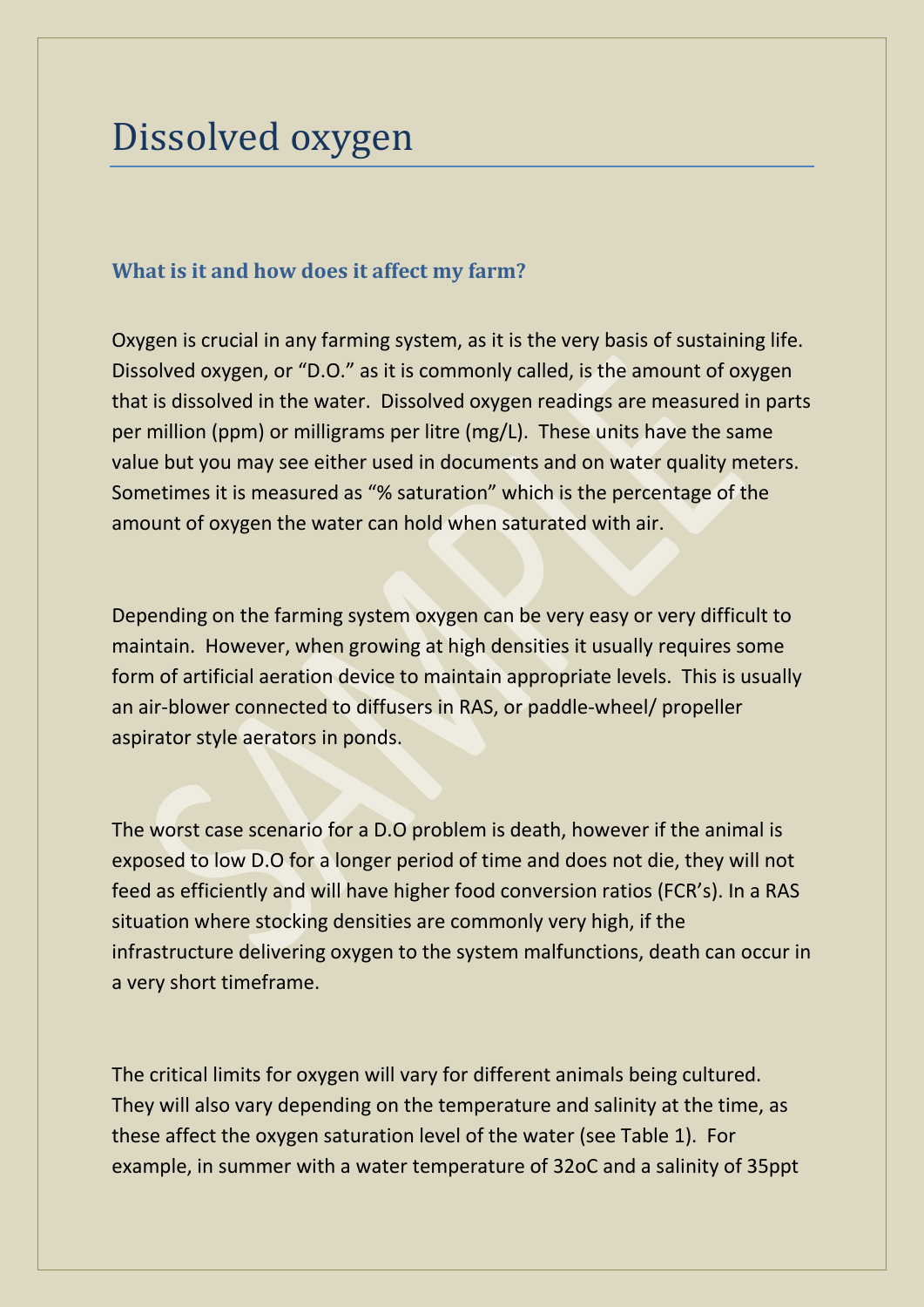# Dissolved oxygen

### What is it and how does it affect my farm?

Oxygen is crucial in any farming system, as it is the very basis of sustaining life. Dissolved oxygen, or "D.O." as it is commonly called, is the amount of oxygen that is dissolved in the water. Dissolved oxygen readings are measured in parts per million (ppm) or milligrams per litre (mg/L). These units have the same value but you may see either used in documents and on water quality meters. Sometimes it is measured as "% saturation" which is the percentage of the amount of oxygen the water can hold when saturated with air.

Depending on the farming system oxygen can be very easy or very difficult to maintain. However, when growing at high densities it usually requires some form of artificial aeration device to maintain appropriate levels. This is usually an air-blower connected to diffusers in RAS, or paddle-wheel/ propeller aspirator style aerators in ponds.

The worst case scenario for a D.O problem is death, however if the animal is exposed to low D.O for a longer period of time and does not die, they will not feed as efficiently and will have higher food conversion ratios (FCR's). In a RAS situation where stocking densities are commonly very high, if the infrastructure delivering oxygen to the system malfunctions, death can occur in a very short timeframe.

The critical limits for oxygen will vary for different animals being cultured. They will also vary depending on the temperature and salinity at the time, as these affect the oxygen saturation level of the water (see Table 1). For example, in summer with a water temperature of 32oC and a salinity of 35ppt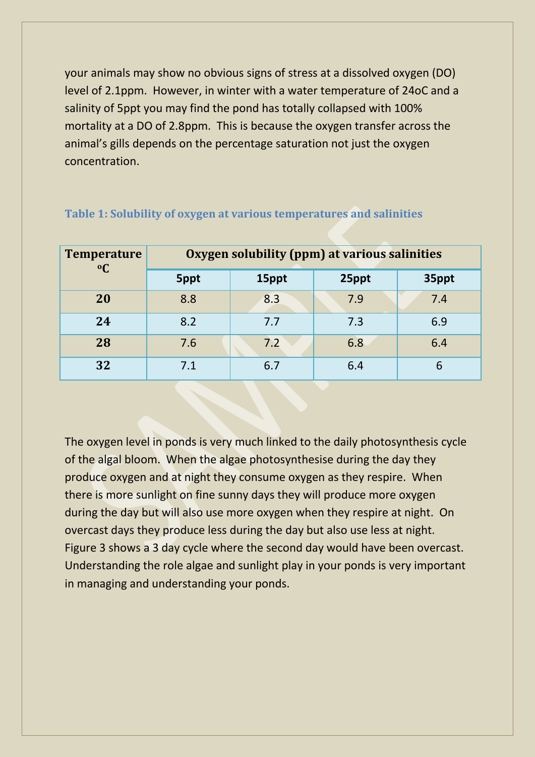your animals may show no obvious signs of stress at a dissolved oxygen (DO) level of 2.1ppm. However, in winter with a water temperature of 24oC and a salinity of 5ppt you may find the pond has totally collapsed with 100% mortality at a DO of 2.8ppm. This is because the oxygen transfer across the animal's gills depends on the percentage saturation not just the oxygen concentration.

**Table 1: Solubility of oxygen at various temperatures and salinities**

| Temperature °C | Oxygen solubility (ppm) at various salinities | | | |
|---|---|---|---|---|
| | 5ppt | 15ppt | 25ppt | 35ppt |
| **20** | 8.8 | 8.3 | 7.9 | 7.4 |
| **24** | 8.2 | 7.7 | 7.3 | 6.9 |
| **28** | 7.6 | 7.2 | 6.8 | 6.4 |
| **32** | 7.1 | 6.7 | 6.4 | 6 |

The oxygen level in ponds is very much linked to the daily photosynthesis cycle of the algal bloom. When the algae photosynthesise during the day they produce oxygen and at night they consume oxygen as they respire. When there is more sunlight on fine sunny days they will produce more oxygen during the day but will also use more oxygen when they respire at night. On overcast days they produce less during the day but also use less at night. Figure 3 shows a 3 day cycle where the second day would have been overcast. Understanding the role algae and sunlight play in your ponds is very important in managing and understanding your ponds.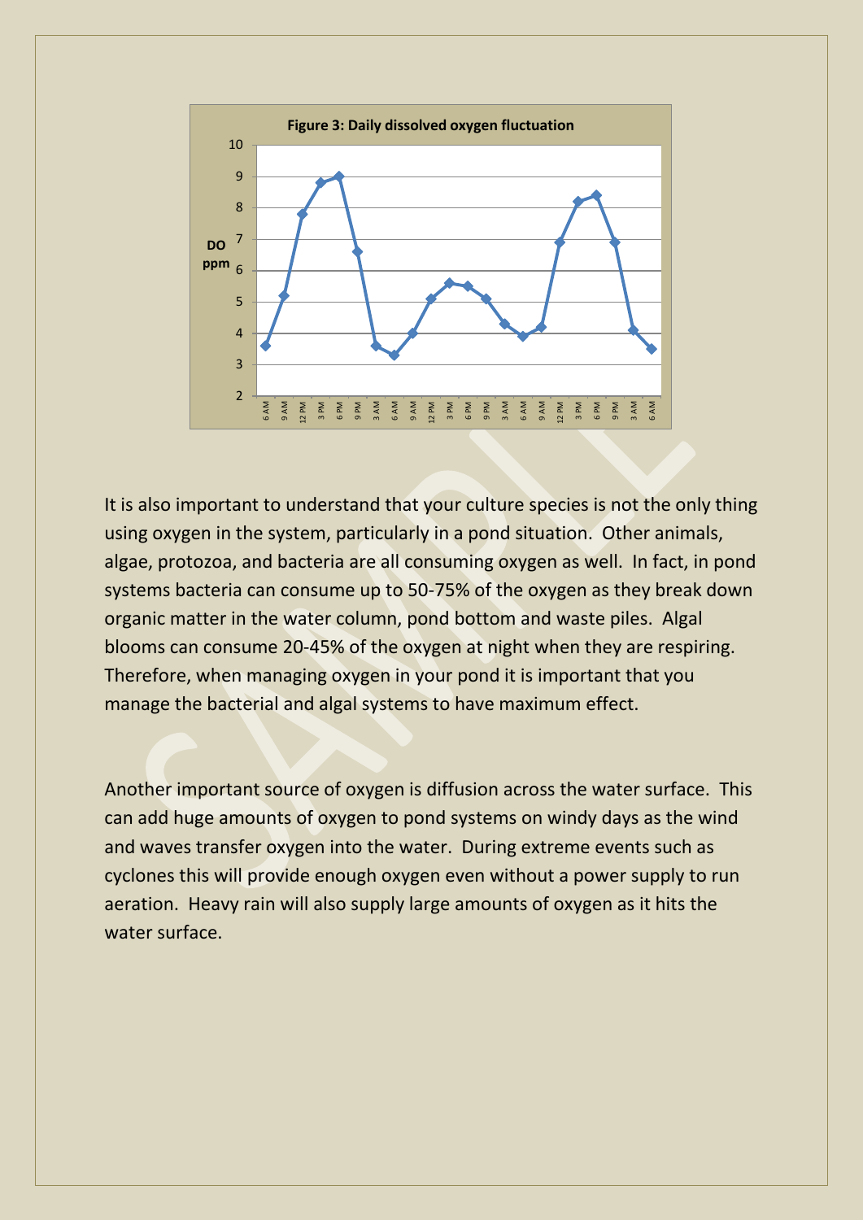**Figure 3: Daily dissolved oxygen fluctuation**

It is also important to understand that your culture species is not the only thing using oxygen in the system, particularly in a pond situation. Other animals, algae, protozoa, and bacteria are all consuming oxygen as well. In fact, in pond systems bacteria can consume up to 50-75% of the oxygen as they break down organic matter in the water column, pond bottom and waste piles. Algal blooms can consume 20-45% of the oxygen at night when they are respiring. Therefore, when managing oxygen in your pond it is important that you manage the bacterial and algal systems to have maximum effect.

Another important source of oxygen is diffusion across the water surface. This can add huge amounts of oxygen to pond systems on windy days as the wind and waves transfer oxygen into the water. During extreme events such as cyclones this will provide enough oxygen even without a power supply to run aeration. Heavy rain will also supply large amounts of oxygen as it hits the water surface.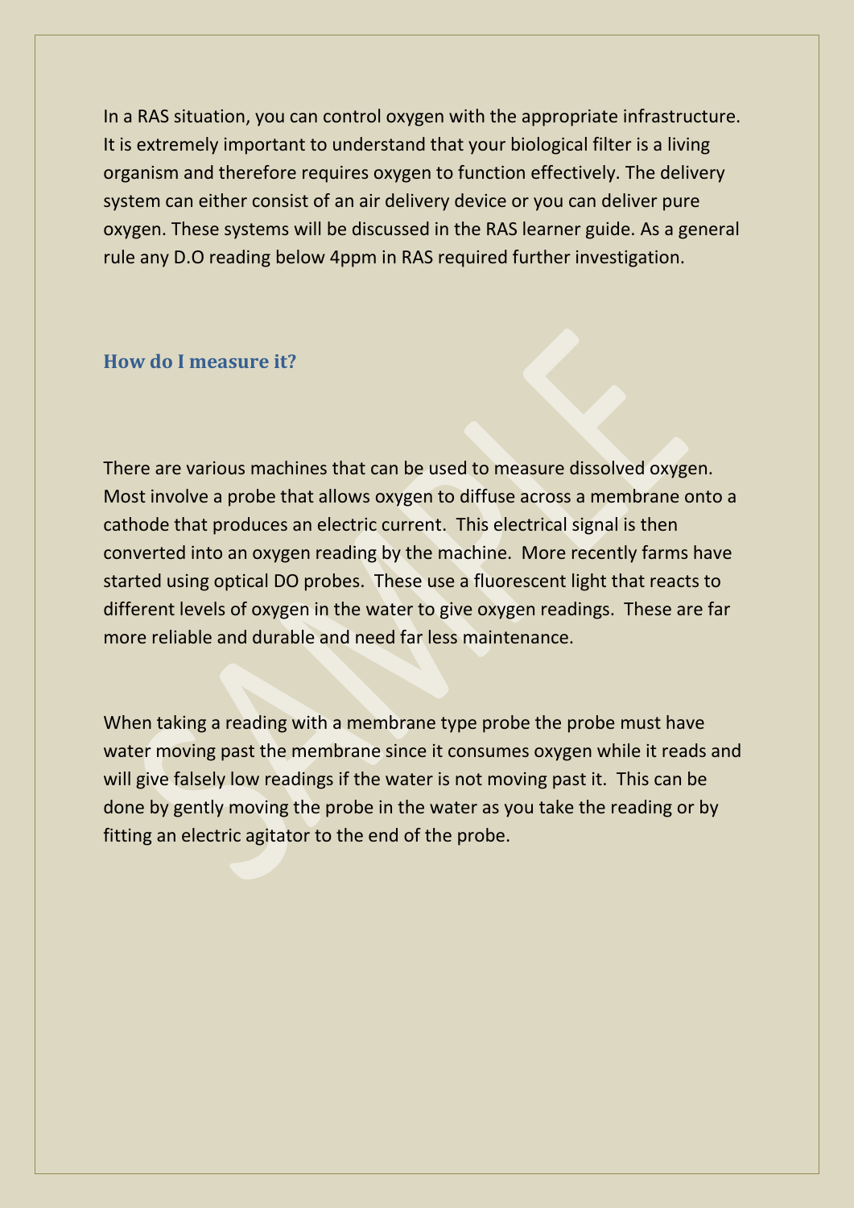In a RAS situation, you can control oxygen with the appropriate infrastructure. It is extremely important to understand that your biological filter is a living organism and therefore requires oxygen to function effectively. The delivery system can either consist of an air delivery device or you can deliver pure oxygen. These systems will be discussed in the RAS learner guide. As a general rule any D.O reading below 4ppm in RAS required further investigation.

### How do I measure it?

There are various machines that can be used to measure dissolved oxygen. Most involve a probe that allows oxygen to diffuse across a membrane onto a cathode that produces an electric current. This electrical signal is then converted into an oxygen reading by the machine. More recently farms have started using optical DO probes. These use a fluorescent light that reacts to different levels of oxygen in the water to give oxygen readings. These are far more reliable and durable and need far less maintenance.

When taking a reading with a membrane type probe the probe must have water moving past the membrane since it consumes oxygen while it reads and will give falsely low readings if the water is not moving past it. This can be done by gently moving the probe in the water as you take the reading or by fitting an electric agitator to the end of the probe.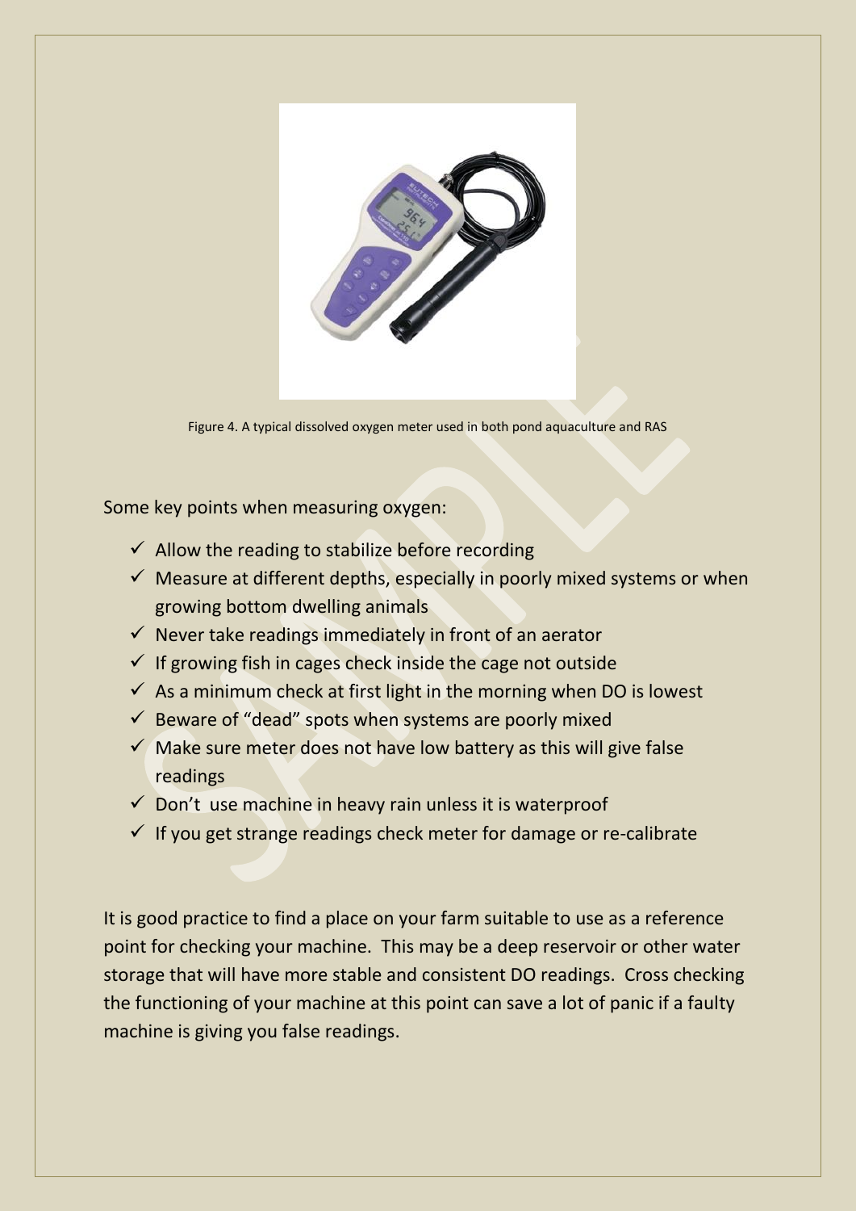Figure 4. A typical dissolved oxygen meter used in both pond aquaculture and RAS

Some key points when measuring oxygen:

- ✓ Allow the reading to stabilize before recording
- ✓ Measure at different depths, especially in poorly mixed systems or when growing bottom dwelling animals
- ✓ Never take readings immediately in front of an aerator
- ✓ If growing fish in cages check inside the cage not outside
- ✓ As a minimum check at first light in the morning when DO is lowest
- ✓ Beware of "dead" spots when systems are poorly mixed
- ✓ Make sure meter does not have low battery as this will give false readings
- ✓ Don't use machine in heavy rain unless it is waterproof
- ✓ If you get strange readings check meter for damage or re-calibrate

It is good practice to find a place on your farm suitable to use as a reference point for checking your machine. This may be a deep reservoir or other water storage that will have more stable and consistent DO readings. Cross checking the functioning of your machine at this point can save a lot of panic if a faulty machine is giving you false readings.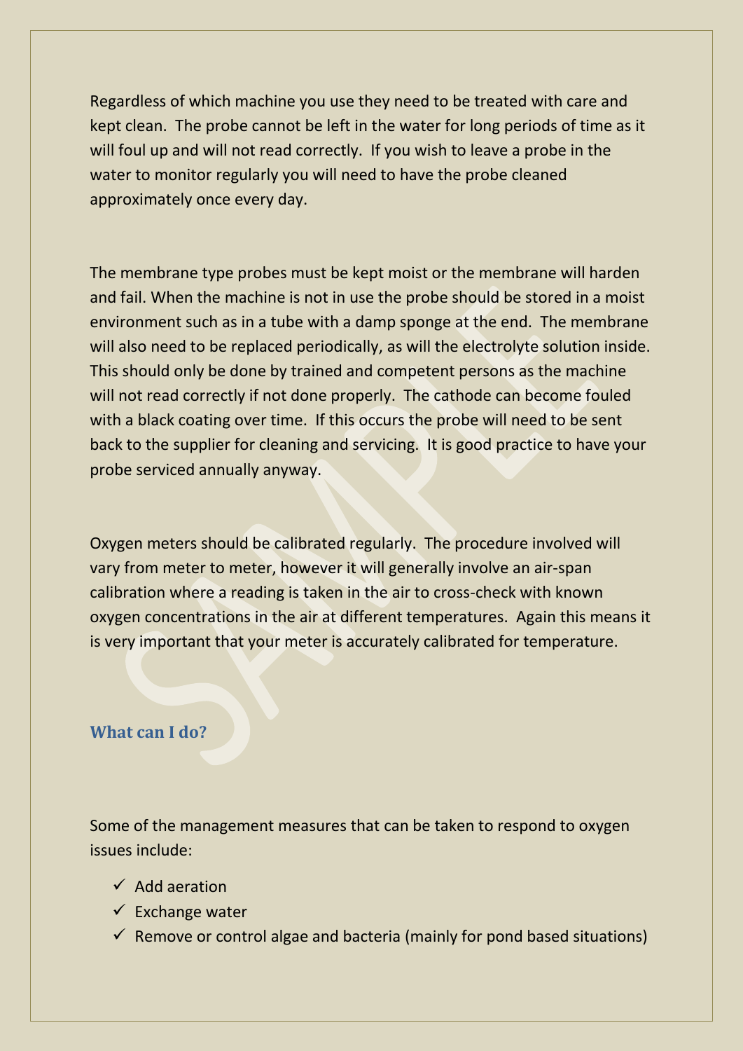Regardless of which machine you use they need to be treated with care and kept clean. The probe cannot be left in the water for long periods of time as it will foul up and will not read correctly. If you wish to leave a probe in the water to monitor regularly you will need to have the probe cleaned approximately once every day.

The membrane type probes must be kept moist or the membrane will harden and fail. When the machine is not in use the probe should be stored in a moist environment such as in a tube with a damp sponge at the end. The membrane will also need to be replaced periodically, as will the electrolyte solution inside. This should only be done by trained and competent persons as the machine will not read correctly if not done properly. The cathode can become fouled with a black coating over time. If this occurs the probe will need to be sent back to the supplier for cleaning and servicing. It is good practice to have your probe serviced annually anyway.

Oxygen meters should be calibrated regularly. The procedure involved will vary from meter to meter, however it will generally involve an air-span calibration where a reading is taken in the air to cross-check with known oxygen concentrations in the air at different temperatures. Again this means it is very important that your meter is accurately calibrated for temperature.

### What can I do?

Some of the management measures that can be taken to respond to oxygen issues include:

- ✓ Add aeration
- ✓ Exchange water
- ✓ Remove or control algae and bacteria (mainly for pond based situations)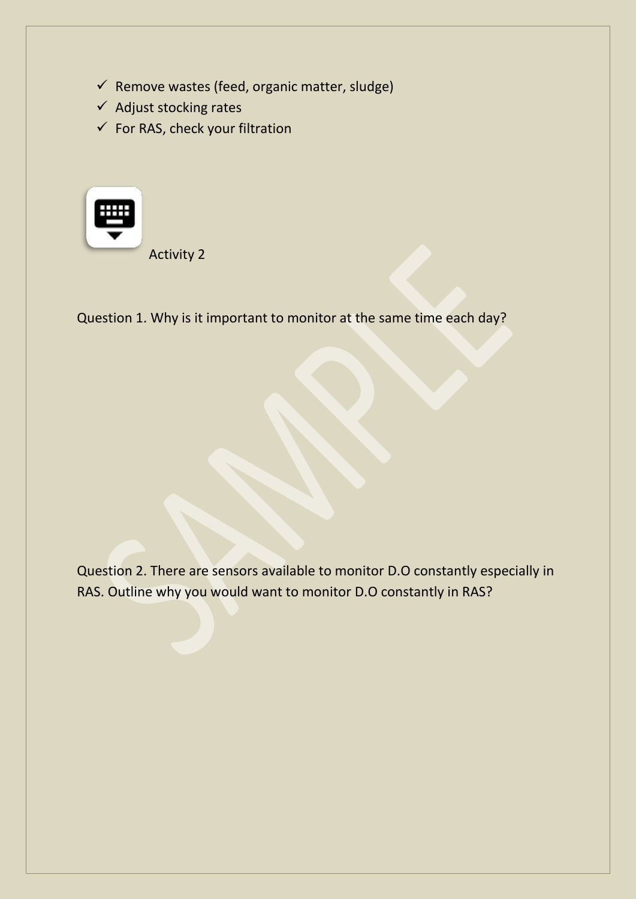- ✓ Remove wastes (feed, organic matter, sludge)
- ✓ Adjust stocking rates
- ✓ For RAS, check your filtration

Activity 2

Question 1. Why is it important to monitor at the same time each day?

Question 2. There are sensors available to monitor D.O constantly especially in RAS. Outline why you would want to monitor D.O constantly in RAS?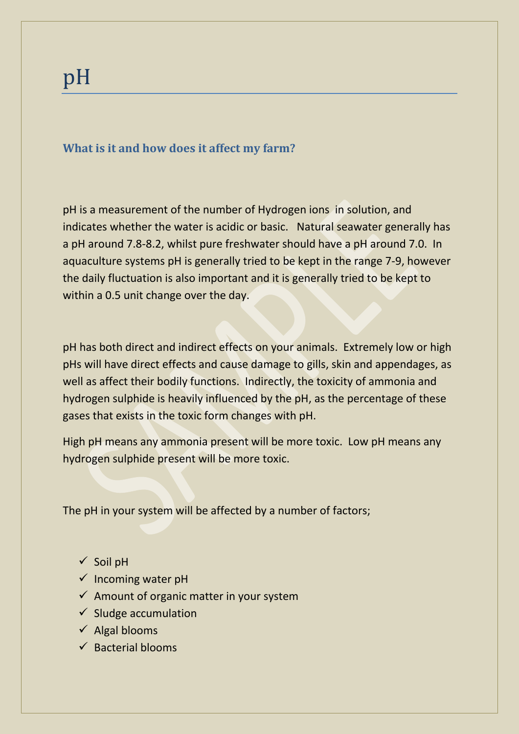# pH

### What is it and how does it affect my farm?

pH is a measurement of the number of Hydrogen ions in solution, and indicates whether the water is acidic or basic. Natural seawater generally has a pH around 7.8-8.2, whilst pure freshwater should have a pH around 7.0. In aquaculture systems pH is generally tried to be kept in the range 7-9, however the daily fluctuation is also important and it is generally tried to be kept to within a 0.5 unit change over the day.

pH has both direct and indirect effects on your animals. Extremely low or high pHs will have direct effects and cause damage to gills, skin and appendages, as well as affect their bodily functions. Indirectly, the toxicity of ammonia and hydrogen sulphide is heavily influenced by the pH, as the percentage of these gases that exists in the toxic form changes with pH.

High pH means any ammonia present will be more toxic. Low pH means any hydrogen sulphide present will be more toxic.

The pH in your system will be affected by a number of factors;

- ✓ Soil pH
- ✓ Incoming water pH
- ✓ Amount of organic matter in your system
- ✓ Sludge accumulation
- ✓ Algal blooms
- ✓ Bacterial blooms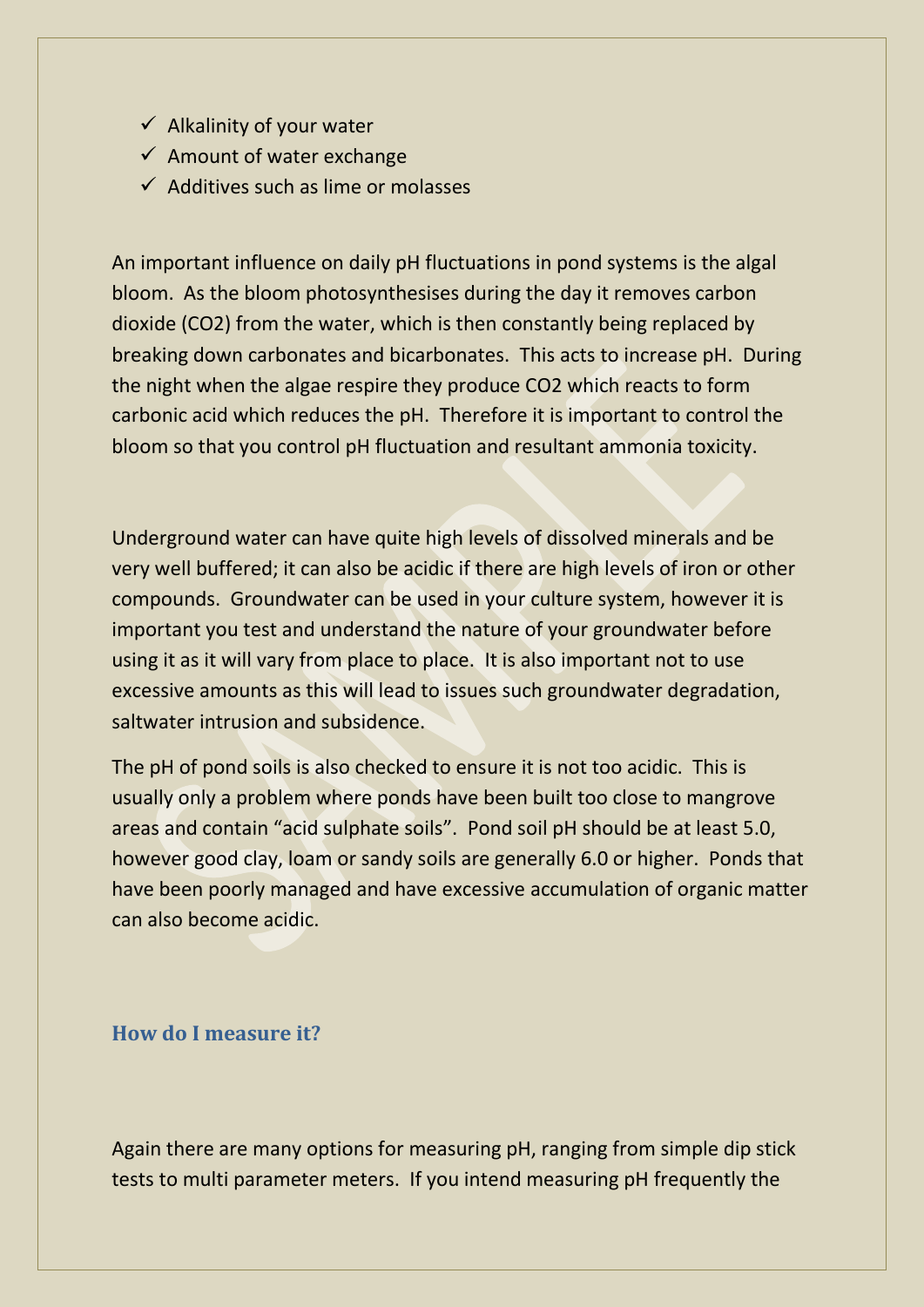- ✓ Alkalinity of your water
- ✓ Amount of water exchange
- ✓ Additives such as lime or molasses

An important influence on daily pH fluctuations in pond systems is the algal bloom. As the bloom photosynthesises during the day it removes carbon dioxide ($CO_2$) from the water, which is then constantly being replaced by breaking down carbonates and bicarbonates. This acts to increase pH. During the night when the algae respire they produce $CO_2$ which reacts to form carbonic acid which reduces the pH. Therefore it is important to control the bloom so that you control pH fluctuation and resultant ammonia toxicity.

Underground water can have quite high levels of dissolved minerals and be very well buffered; it can also be acidic if there are high levels of iron or other compounds. Groundwater can be used in your culture system, however it is important you test and understand the nature of your groundwater before using it as it will vary from place to place. It is also important not to use excessive amounts as this will lead to issues such groundwater degradation, saltwater intrusion and subsidence.

The pH of pond soils is also checked to ensure it is not too acidic. This is usually only a problem where ponds have been built too close to mangrove areas and contain "acid sulphate soils". Pond soil pH should be at least 5.0, however good clay, loam or sandy soils are generally 6.0 or higher. Ponds that have been poorly managed and have excessive accumulation of organic matter can also become acidic.

### How do I measure it?

Again there are many options for measuring pH, ranging from simple dip stick tests to multi parameter meters. If you intend measuring pH frequently the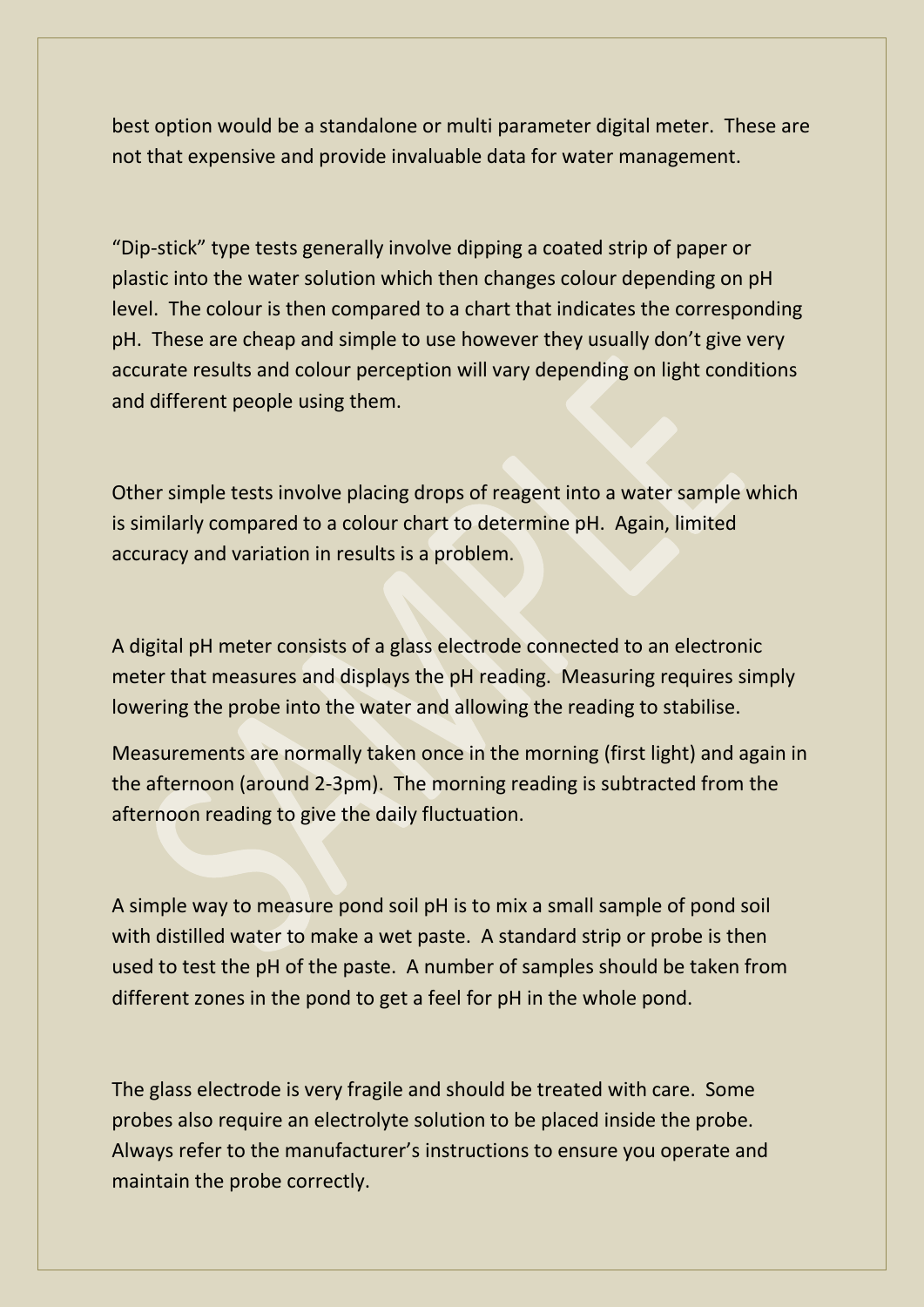best option would be a standalone or multi parameter digital meter. These are not that expensive and provide invaluable data for water management.

"Dip-stick" type tests generally involve dipping a coated strip of paper or plastic into the water solution which then changes colour depending on pH level. The colour is then compared to a chart that indicates the corresponding pH. These are cheap and simple to use however they usually don't give very accurate results and colour perception will vary depending on light conditions and different people using them.

Other simple tests involve placing drops of reagent into a water sample which is similarly compared to a colour chart to determine pH. Again, limited accuracy and variation in results is a problem.

A digital pH meter consists of a glass electrode connected to an electronic meter that measures and displays the pH reading. Measuring requires simply lowering the probe into the water and allowing the reading to stabilise.

Measurements are normally taken once in the morning (first light) and again in the afternoon (around 2-3pm). The morning reading is subtracted from the afternoon reading to give the daily fluctuation.

A simple way to measure pond soil pH is to mix a small sample of pond soil with distilled water to make a wet paste. A standard strip or probe is then used to test the pH of the paste. A number of samples should be taken from different zones in the pond to get a feel for pH in the whole pond.

The glass electrode is very fragile and should be treated with care. Some probes also require an electrolyte solution to be placed inside the probe. Always refer to the manufacturer's instructions to ensure you operate and maintain the probe correctly.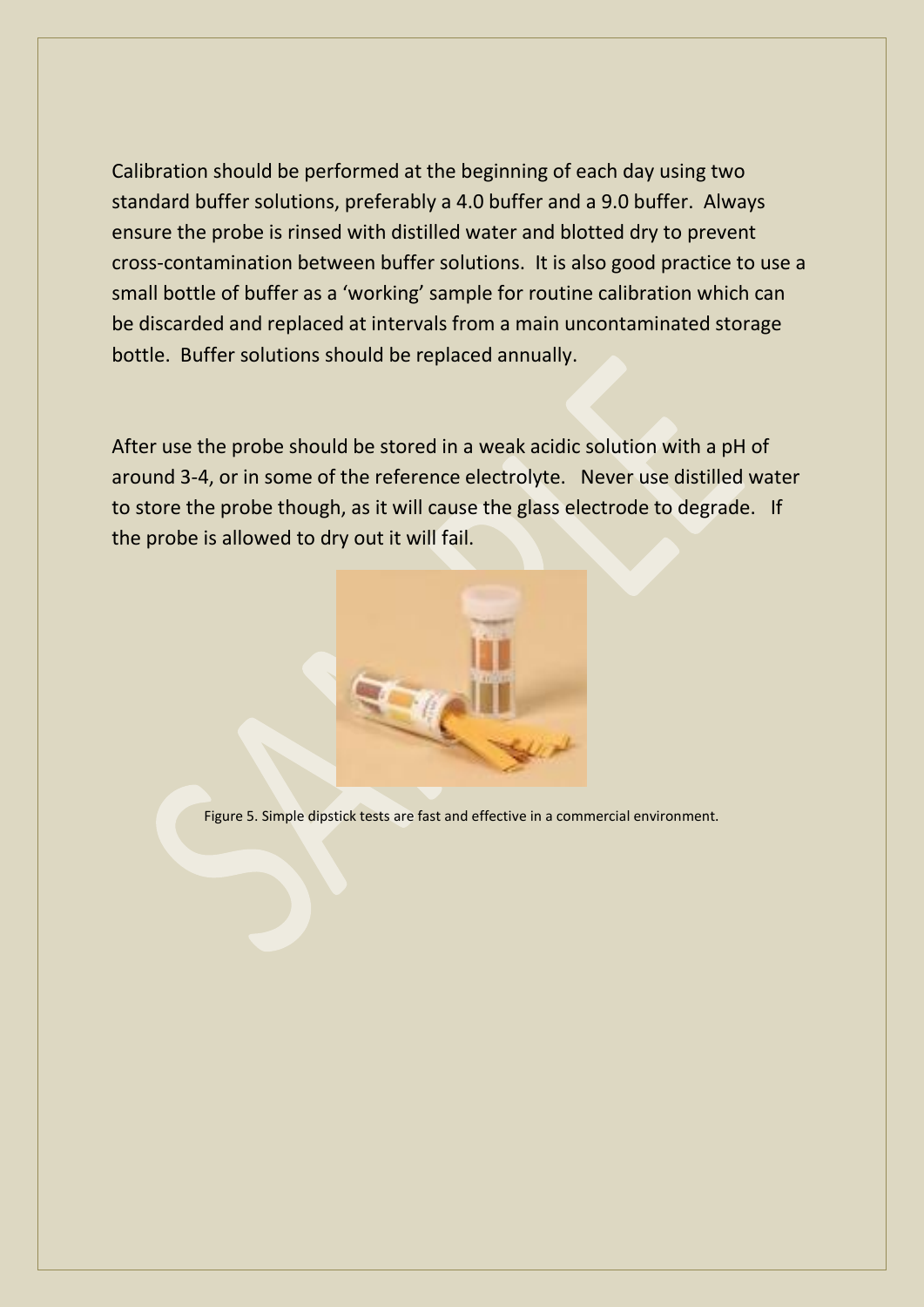Calibration should be performed at the beginning of each day using two standard buffer solutions, preferably a 4.0 buffer and a 9.0 buffer. Always ensure the probe is rinsed with distilled water and blotted dry to prevent cross-contamination between buffer solutions. It is also good practice to use a small bottle of buffer as a 'working' sample for routine calibration which can be discarded and replaced at intervals from a main uncontaminated storage bottle. Buffer solutions should be replaced annually.

After use the probe should be stored in a weak acidic solution with a pH of around 3-4, or in some of the reference electrolyte. Never use distilled water to store the probe though, as it will cause the glass electrode to degrade. If the probe is allowed to dry out it will fail.

Figure 5. Simple dipstick tests are fast and effective in a commercial environment.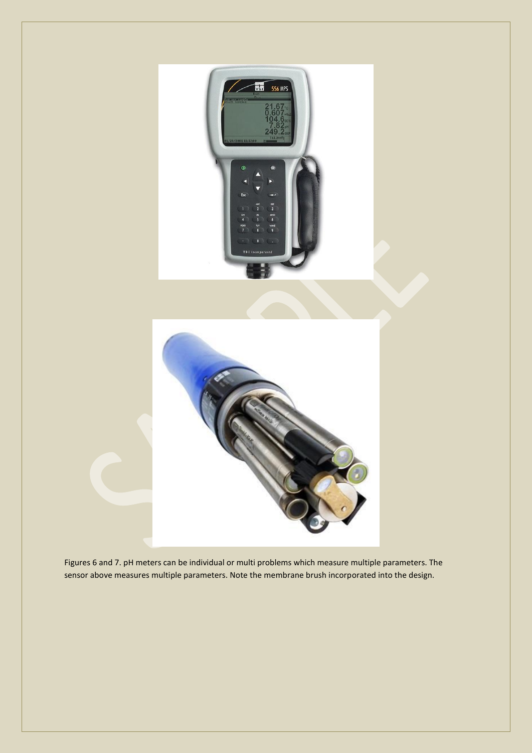Figures 6 and 7. pH meters can be individual or multi problems which measure multiple parameters. The sensor above measures multiple parameters. Note the membrane brush incorporated into the design.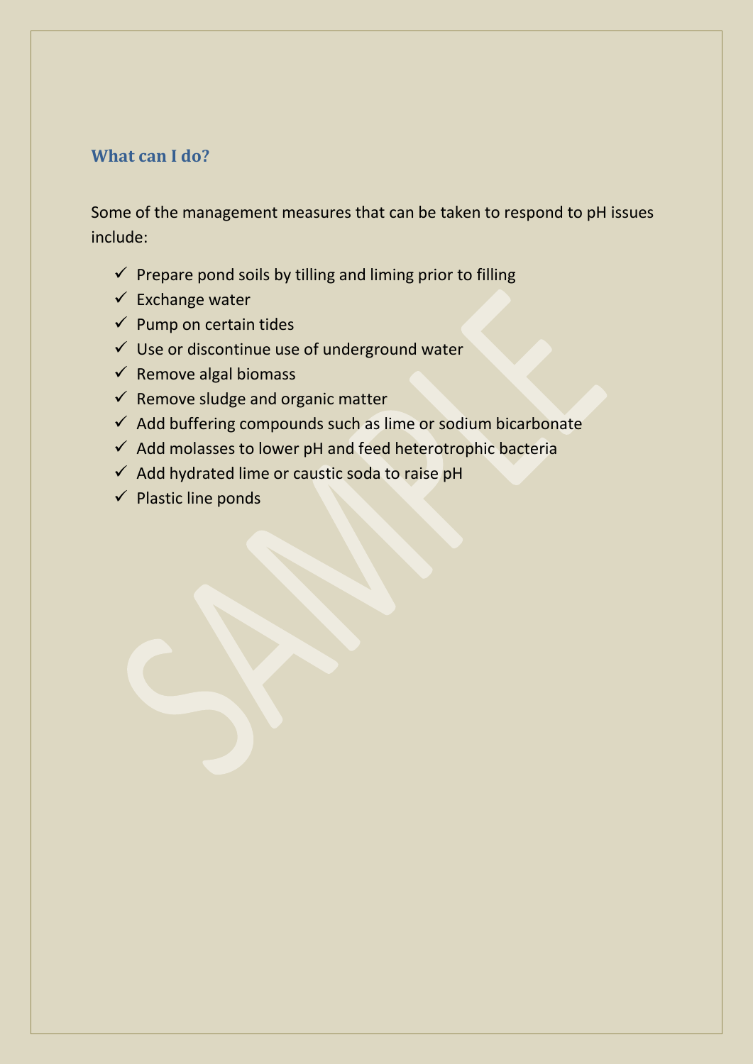### What can I do?

Some of the management measures that can be taken to respond to pH issues include:

- ✓ Prepare pond soils by tilling and liming prior to filling
- ✓ Exchange water
- ✓ Pump on certain tides
- ✓ Use or discontinue use of underground water
- ✓ Remove algal biomass
- ✓ Remove sludge and organic matter
- ✓ Add buffering compounds such as lime or sodium bicarbonate
- ✓ Add molasses to lower pH and feed heterotrophic bacteria
- ✓ Add hydrated lime or caustic soda to raise pH
- ✓ Plastic line ponds